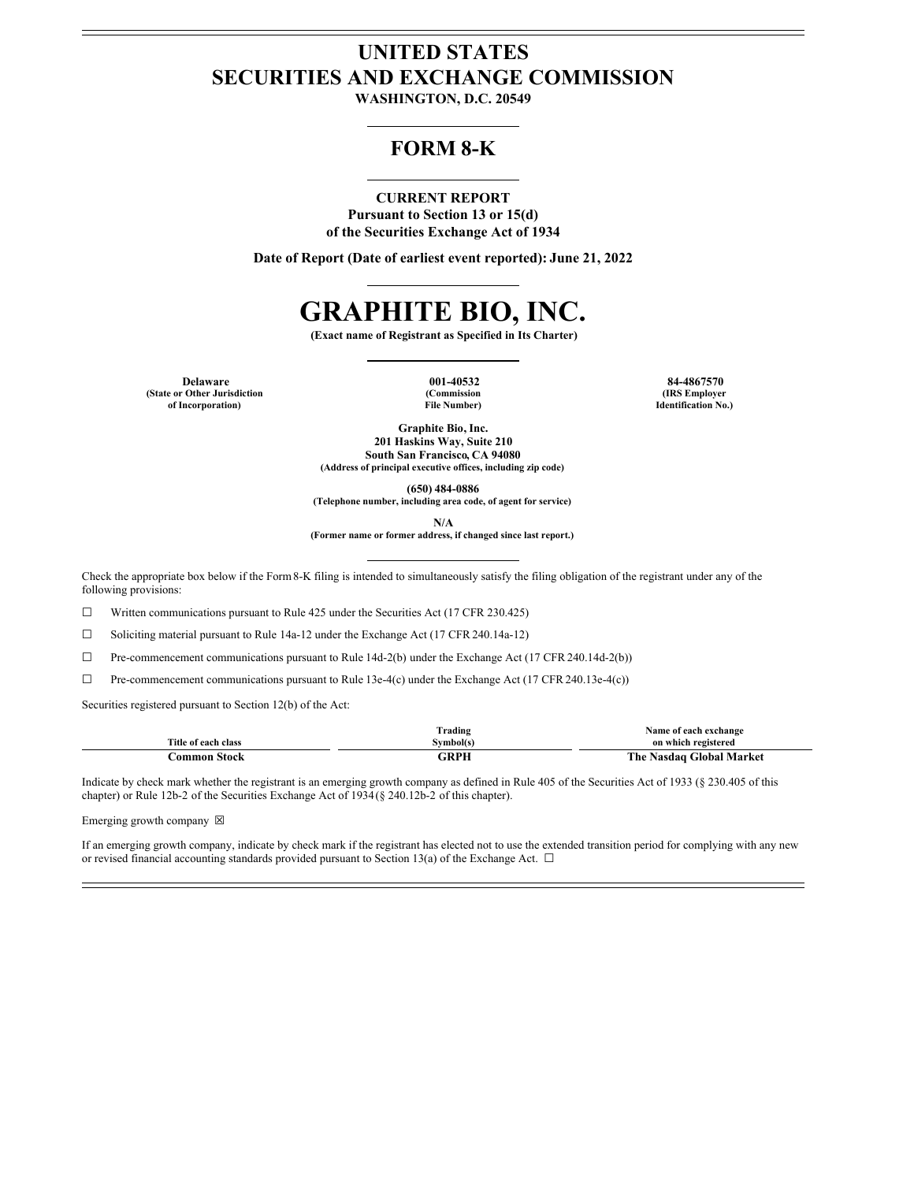# UNITED STATES
# SECURITIES AND EXCHANGE COMMISSION

**WASHINGTON, D.C. 20549**

## FORM 8-K

**CURRENT REPORT**
**Pursuant to Section 13 or 15(d)**
**of the Securities Exchange Act of 1934**

**Date of Report (Date of earliest event reported): June 21, 2022**

# GRAPHITE BIO, INC.

**(Exact name of Registrant as Specified in Its Charter)**

| Delaware | 001-40532 | 84-4867570 |
|---|---|---|
| (State or Other Jurisdiction of Incorporation) | (Commission File Number) | (IRS Employer Identification No.) |

**Graphite Bio, Inc.**
**201 Haskins Way, Suite 210**
**South San Francisco, CA 94080**
**(Address of principal executive offices, including zip code)**

**(650) 484-0886**
**(Telephone number, including area code, of agent for service)**

**N/A**
**(Former name or former address, if changed since last report.)**

Check the appropriate box below if the Form 8-K filing is intended to simultaneously satisfy the filing obligation of the registrant under any of the following provisions:

☐ Written communications pursuant to Rule 425 under the Securities Act (17 CFR 230.425)

☐ Soliciting material pursuant to Rule 14a-12 under the Exchange Act (17 CFR 240.14a-12)

☐ Pre-commencement communications pursuant to Rule 14d-2(b) under the Exchange Act (17 CFR 240.14d-2(b))

☐ Pre-commencement communications pursuant to Rule 13e-4(c) under the Exchange Act (17 CFR 240.13e-4(c))

Securities registered pursuant to Section 12(b) of the Act:

| Title of each class | Trading Symbol(s) | Name of each exchange on which registered |
|---|---|---|
| **Common Stock** | **GRPH** | **The Nasdaq Global Market** |

Indicate by check mark whether the registrant is an emerging growth company as defined in Rule 405 of the Securities Act of 1933 (§ 230.405 of this chapter) or Rule 12b-2 of the Securities Exchange Act of 1934 (§ 240.12b-2 of this chapter).

Emerging growth company ☒

If an emerging growth company, indicate by check mark if the registrant has elected not to use the extended transition period for complying with any new or revised financial accounting standards provided pursuant to Section 13(a) of the Exchange Act. ☐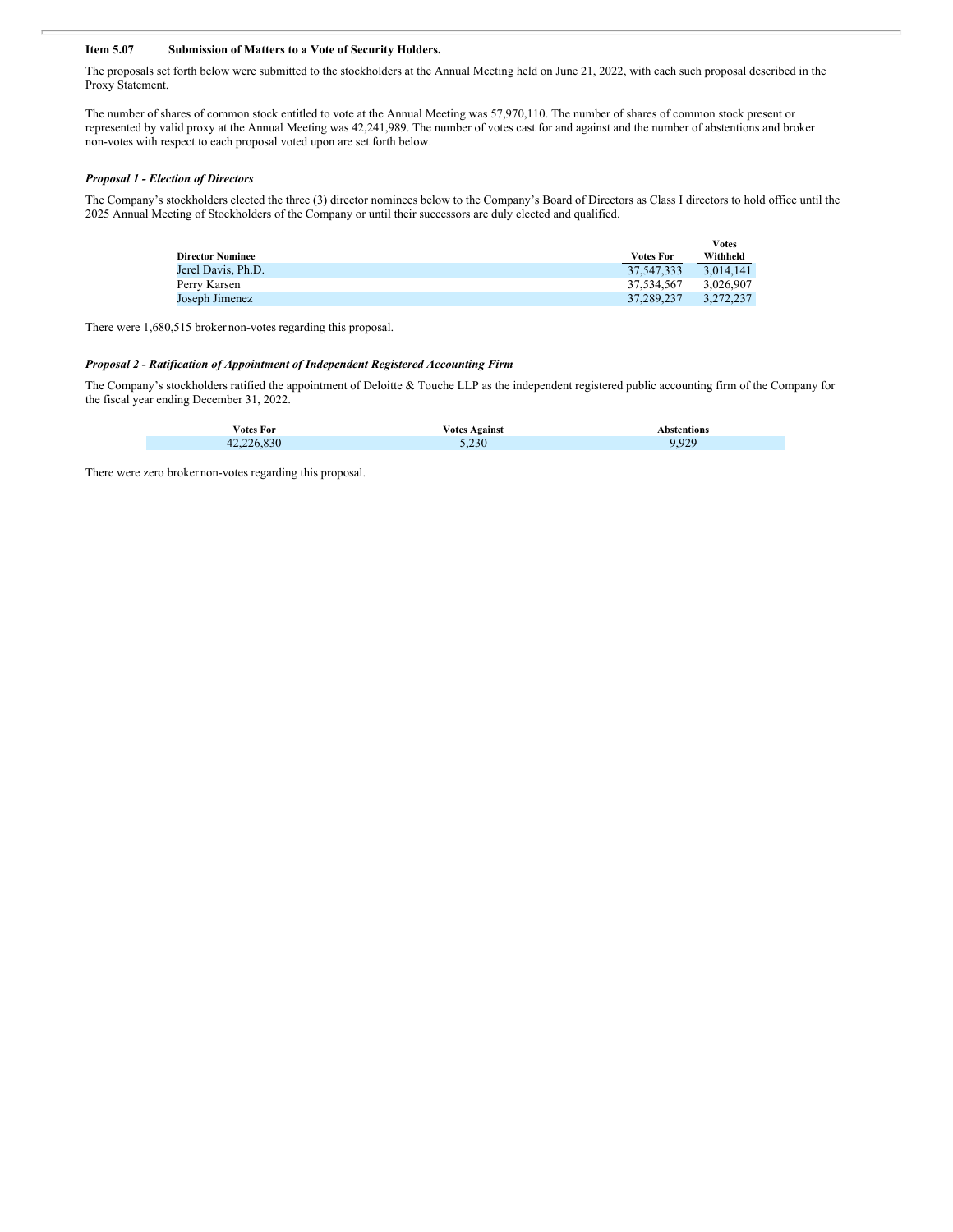**Item 5.07 Submission of Matters to a Vote of Security Holders.**

The proposals set forth below were submitted to the stockholders at the Annual Meeting held on June 21, 2022, with each such proposal described in the Proxy Statement.

The number of shares of common stock entitled to vote at the Annual Meeting was 57,970,110. The number of shares of common stock present or represented by valid proxy at the Annual Meeting was 42,241,989. The number of votes cast for and against and the number of abstentions and broker non-votes with respect to each proposal voted upon are set forth below.

***Proposal 1 - Election of Directors***

The Company's stockholders elected the three (3) director nominees below to the Company's Board of Directors as Class I directors to hold office until the 2025 Annual Meeting of Stockholders of the Company or until their successors are duly elected and qualified.

| Director Nominee | Votes For | Votes Withheld |
|---|---|---|
| Jerel Davis, Ph.D. | 37,547,333 | 3,014,141 |
| Perry Karsen | 37,534,567 | 3,026,907 |
| Joseph Jimenez | 37,289,237 | 3,272,237 |

There were 1,680,515 broker non-votes regarding this proposal.

***Proposal 2 - Ratification of Appointment of Independent Registered Accounting Firm***

The Company's stockholders ratified the appointment of Deloitte & Touche LLP as the independent registered public accounting firm of the Company for the fiscal year ending December 31, 2022.

| Votes For | Votes Against | Abstentions |
|---|---|---|
| 42,226,830 | 5,230 | 9,929 |

There were zero broker non-votes regarding this proposal.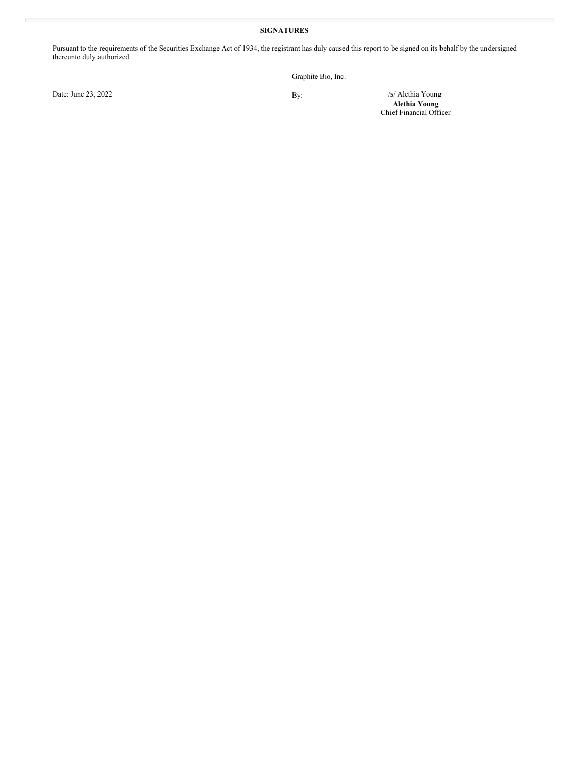**SIGNATURES**

Pursuant to the requirements of the Securities Exchange Act of 1934, the registrant has duly caused this report to be signed on its behalf by the undersigned thereunto duly authorized.

Graphite Bio, Inc.

Date: June 23, 2022

By: /s/ Alethia Young

**Alethia Young**
Chief Financial Officer